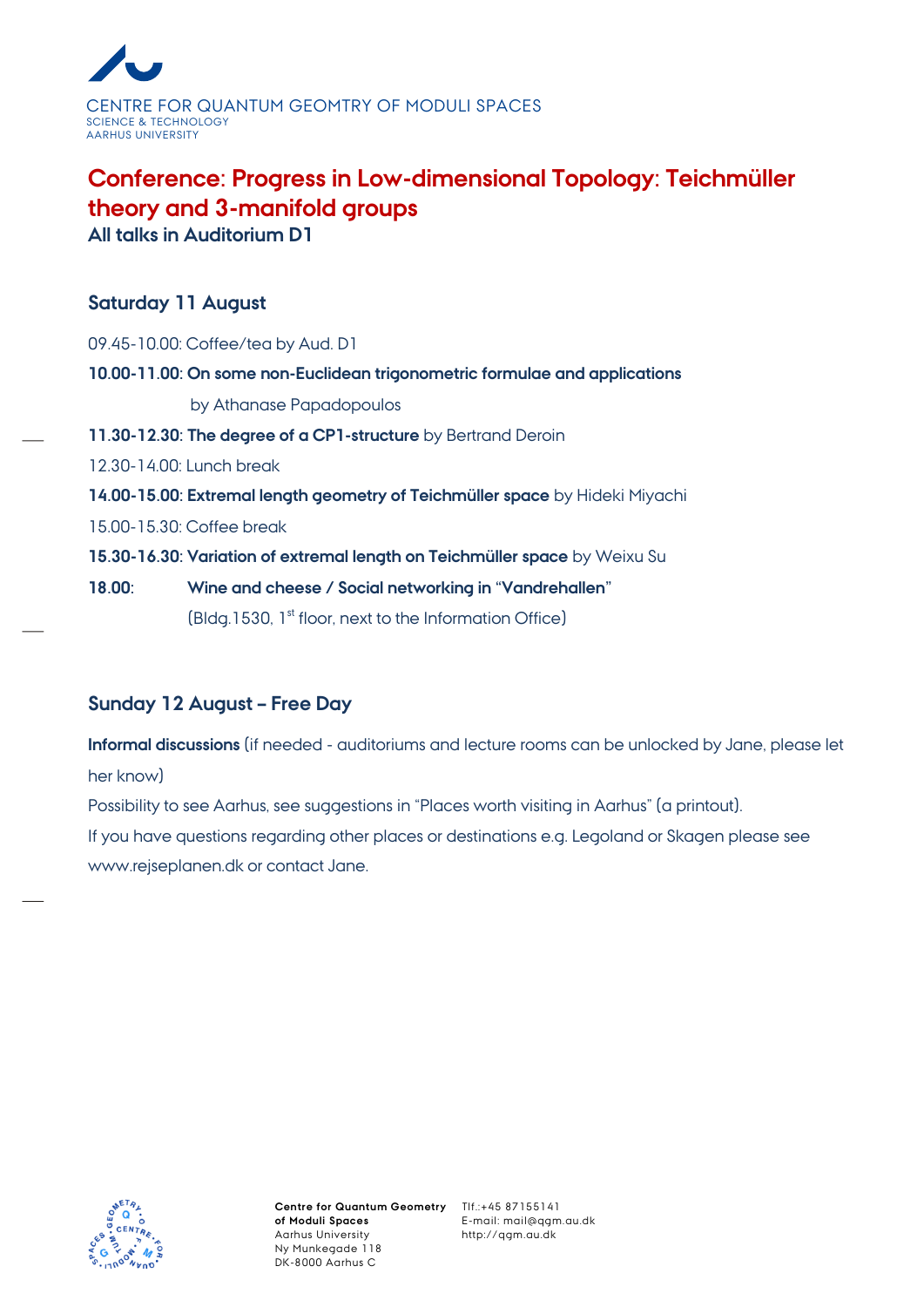CENTRE FOR QUANTUM GEOMTRY OF MODULI SPACES
SCIENCE & TECHNOLOGY
AARHUS UNIVERSITY

# Conference: Progress in Low-dimensional Topology: Teichmüller theory and 3-manifold groups

**All talks in Auditorium D1**

## Saturday 11 August

09.45-10.00: Coffee/tea by Aud. D1

**10.00-11.00: On some non-Euclidean trigonometric formulae and applications**
by Athanase Papadopoulos

**11.30-12.30: The degree of a CP1-structure** by Bertrand Deroin

12.30-14.00: Lunch break

**14.00-15.00: Extremal length geometry of Teichmüller space** by Hideki Miyachi

15.00-15.30: Coffee break

**15.30-16.30: Variation of extremal length on Teichmüller space** by Weixu Su

**18.00: Wine and cheese / Social networking in "Vandrehallen"**
(Bldg.1530, 1st floor, next to the Information Office)

## Sunday 12 August – Free Day

**Informal discussions** (if needed - auditoriums and lecture rooms can be unlocked by Jane, please let her know)

Possibility to see Aarhus, see suggestions in "Places worth visiting in Aarhus" (a printout).

If you have questions regarding other places or destinations e.g. Legoland or Skagen please see www.rejseplanen.dk or contact Jane.

**Centre for Quantum Geometry of Moduli Spaces**
Aarhus University
Ny Munkegade 118
DK-8000 Aarhus C

Tlf.:+45 87155141
E-mail: mail@qgm.au.dk
http://qgm.au.dk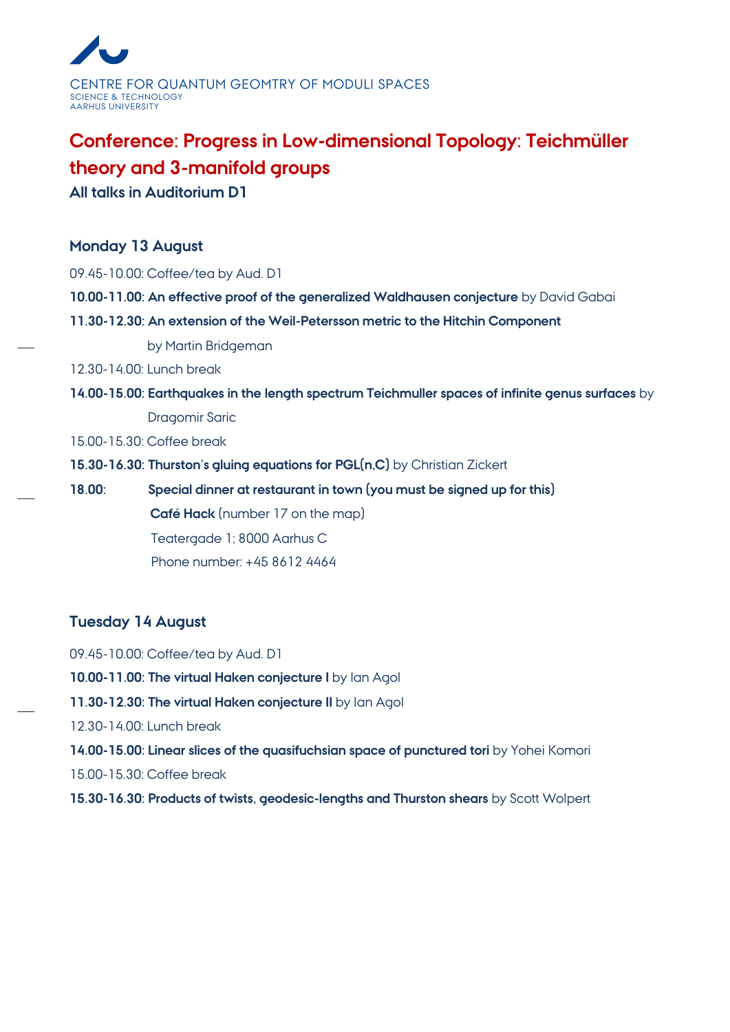CENTRE FOR QUANTUM GEOMTRY OF MODULI SPACES
SCIENCE & TECHNOLOGY
AARHUS UNIVERSITY

# Conference: Progress in Low-dimensional Topology: Teichmüller theory and 3-manifold groups

**All talks in Auditorium D1**

## Monday 13 August

09.45-10.00: Coffee/tea by Aud. D1

**10.00-11.00**: **An effective proof of the generalized Waldhausen conjecture** by David Gabai

**11.30-12.30**: **An extension of the Weil-Petersson metric to the Hitchin Component** by Martin Bridgeman

12.30-14.00: Lunch break

**14.00-15.00**: **Earthquakes in the length spectrum Teichmuller spaces of infinite genus surfaces** by Dragomir Saric

15.00-15.30: Coffee break

**15.30-16.30**: **Thurston's gluing equations for PGL(n,C)** by Christian Zickert

**18.00**: **Special dinner at restaurant in town (you must be signed up for this)**
**Café Hack** (number 17 on the map)
Teatergade 1; 8000 Aarhus C
Phone number: +45 8612 4464

## Tuesday 14 August

09.45-10.00: Coffee/tea by Aud. D1

**10.00-11.00**: **The virtual Haken conjecture I** by Ian Agol

**11.30-12.30**: **The virtual Haken conjecture II** by Ian Agol

12.30-14.00: Lunch break

**14.00-15.00**: **Linear slices of the quasifuchsian space of punctured tori** by Yohei Komori

15.00-15.30: Coffee break

**15.30-16.30**: **Products of twists, geodesic-lengths and Thurston shears** by Scott Wolpert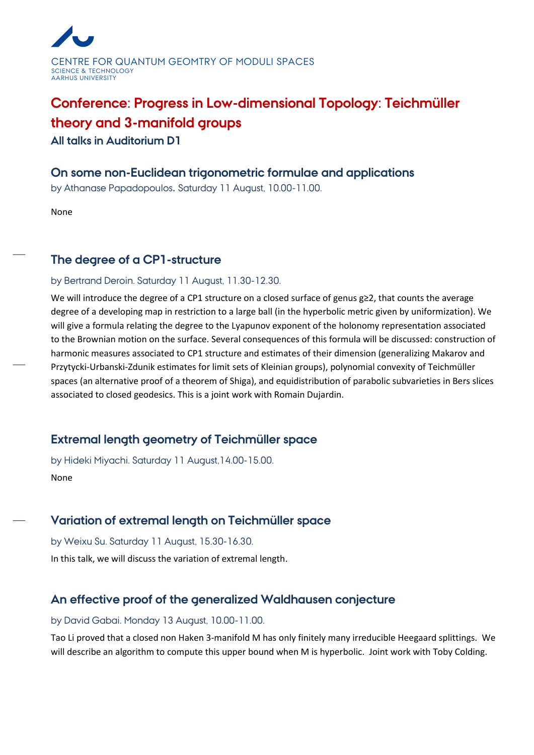CENTRE FOR QUANTUM GEOMTRY OF MODULI SPACES
SCIENCE & TECHNOLOGY
AARHUS UNIVERSITY

# Conference: Progress in Low-dimensional Topology: Teichmüller theory and 3-manifold groups

**All talks in Auditorium D1**

## On some non-Euclidean trigonometric formulae and applications

by Athanase Papadopoulos. Saturday 11 August, 10.00-11.00.

None

## The degree of a CP1-structure

by Bertrand Deroin. Saturday 11 August, 11.30-12.30.

We will introduce the degree of a CP1 structure on a closed surface of genus $g \geq 2$, that counts the average degree of a developing map in restriction to a large ball (in the hyperbolic metric given by uniformization). We will give a formula relating the degree to the Lyapunov exponent of the holonomy representation associated to the Brownian motion on the surface. Several consequences of this formula will be discussed: construction of harmonic measures associated to CP1 structure and estimates of their dimension (generalizing Makarov and Przytycki-Urbanski-Zdunik estimates for limit sets of Kleinian groups), polynomial convexity of Teichmüller spaces (an alternative proof of a theorem of Shiga), and equidistribution of parabolic subvarieties in Bers slices associated to closed geodesics. This is a joint work with Romain Dujardin.

## Extremal length geometry of Teichmüller space

by Hideki Miyachi. Saturday 11 August,14.00-15.00.

None

## Variation of extremal length on Teichmüller space

by Weixu Su. Saturday 11 August, 15.30-16.30.

In this talk, we will discuss the variation of extremal length.

## An effective proof of the generalized Waldhausen conjecture

by David Gabai. Monday 13 August, 10.00-11.00.

Tao Li proved that a closed non Haken 3-manifold M has only finitely many irreducible Heegaard splittings. We will describe an algorithm to compute this upper bound when M is hyperbolic. Joint work with Toby Colding.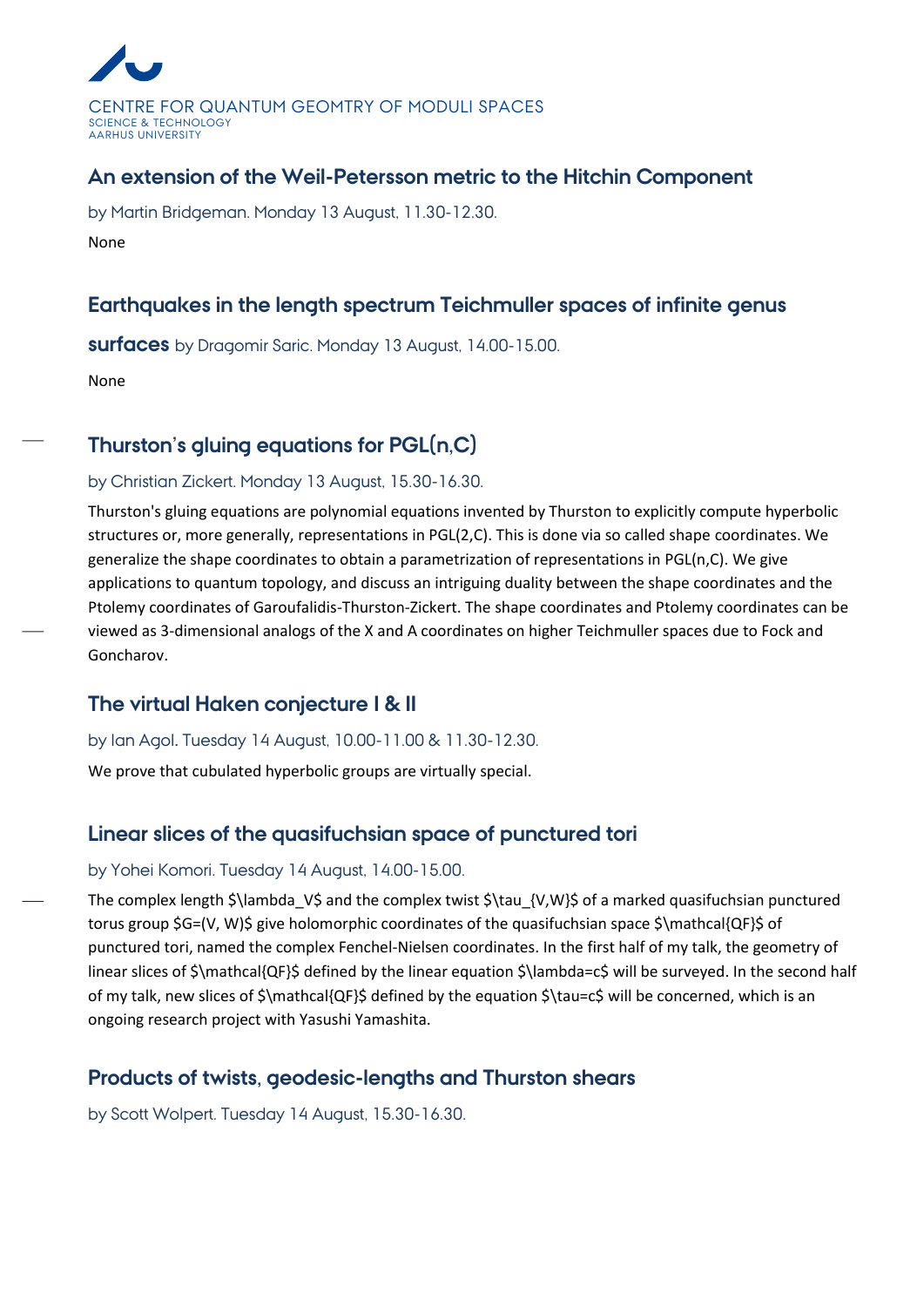CENTRE FOR QUANTUM GEOMTRY OF MODULI SPACES
SCIENCE & TECHNOLOGY
AARHUS UNIVERSITY

## An extension of the Weil-Petersson metric to the Hitchin Component

by Martin Bridgeman. Monday 13 August, 11.30-12.30.

None

## Earthquakes in the length spectrum Teichmuller spaces of infinite genus surfaces

by Dragomir Saric. Monday 13 August, 14.00-15.00.

None

## Thurston's gluing equations for PGL(n,C)

by Christian Zickert. Monday 13 August, 15.30-16.30.

Thurston's gluing equations are polynomial equations invented by Thurston to explicitly compute hyperbolic structures or, more generally, representations in PGL(2,C). This is done via so called shape coordinates. We generalize the shape coordinates to obtain a parametrization of representations in PGL(n,C). We give applications to quantum topology, and discuss an intriguing duality between the shape coordinates and the Ptolemy coordinates of Garoufalidis-Thurston-Zickert. The shape coordinates and Ptolemy coordinates can be viewed as 3-dimensional analogs of the X and A coordinates on higher Teichmuller spaces due to Fock and Goncharov.

## The virtual Haken conjecture I & II

by Ian Agol. Tuesday 14 August, 10.00-11.00 & 11.30-12.30.

We prove that cubulated hyperbolic groups are virtually special.

## Linear slices of the quasifuchsian space of punctured tori

by Yohei Komori. Tuesday 14 August, 14.00-15.00.

The complex length $\lambda_V$ and the complex twist $\tau_{V,W}$ of a marked quasifuchsian punctured torus group $G=(V, W)$ give holomorphic coordinates of the quasifuchsian space $\mathcal{QF}$ of punctured tori, named the complex Fenchel-Nielsen coordinates. In the first half of my talk, the geometry of linear slices of $\mathcal{QF}$ defined by the linear equation $\lambda=c$ will be surveyed. In the second half of my talk, new slices of $\mathcal{QF}$ defined by the equation $\tau=c$ will be concerned, which is an ongoing research project with Yasushi Yamashita.

## Products of twists, geodesic-lengths and Thurston shears

by Scott Wolpert. Tuesday 14 August, 15.30-16.30.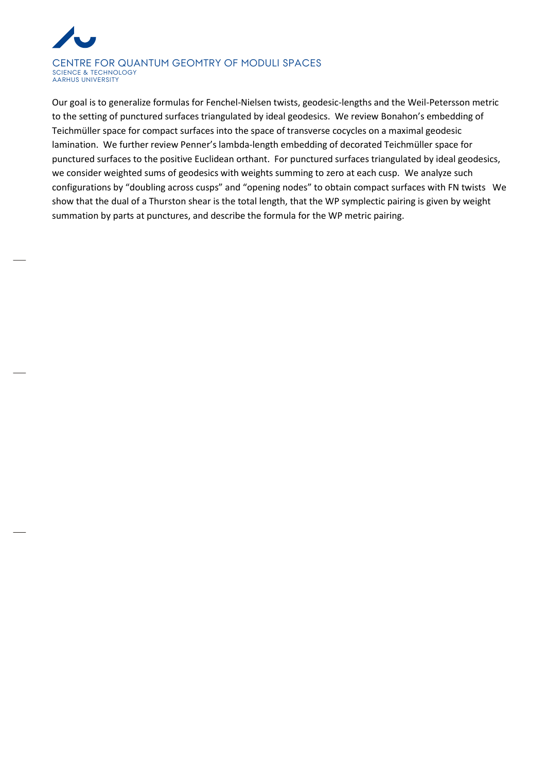Our goal is to generalize formulas for Fenchel-Nielsen twists, geodesic-lengths and the Weil-Petersson metric to the setting of punctured surfaces triangulated by ideal geodesics. We review Bonahon's embedding of Teichmüller space for compact surfaces into the space of transverse cocycles on a maximal geodesic lamination. We further review Penner's lambda-length embedding of decorated Teichmüller space for punctured surfaces to the positive Euclidean orthant. For punctured surfaces triangulated by ideal geodesics, we consider weighted sums of geodesics with weights summing to zero at each cusp. We analyze such configurations by "doubling across cusps" and "opening nodes" to obtain compact surfaces with FN twists We show that the dual of a Thurston shear is the total length, that the WP symplectic pairing is given by weight summation by parts at punctures, and describe the formula for the WP metric pairing.